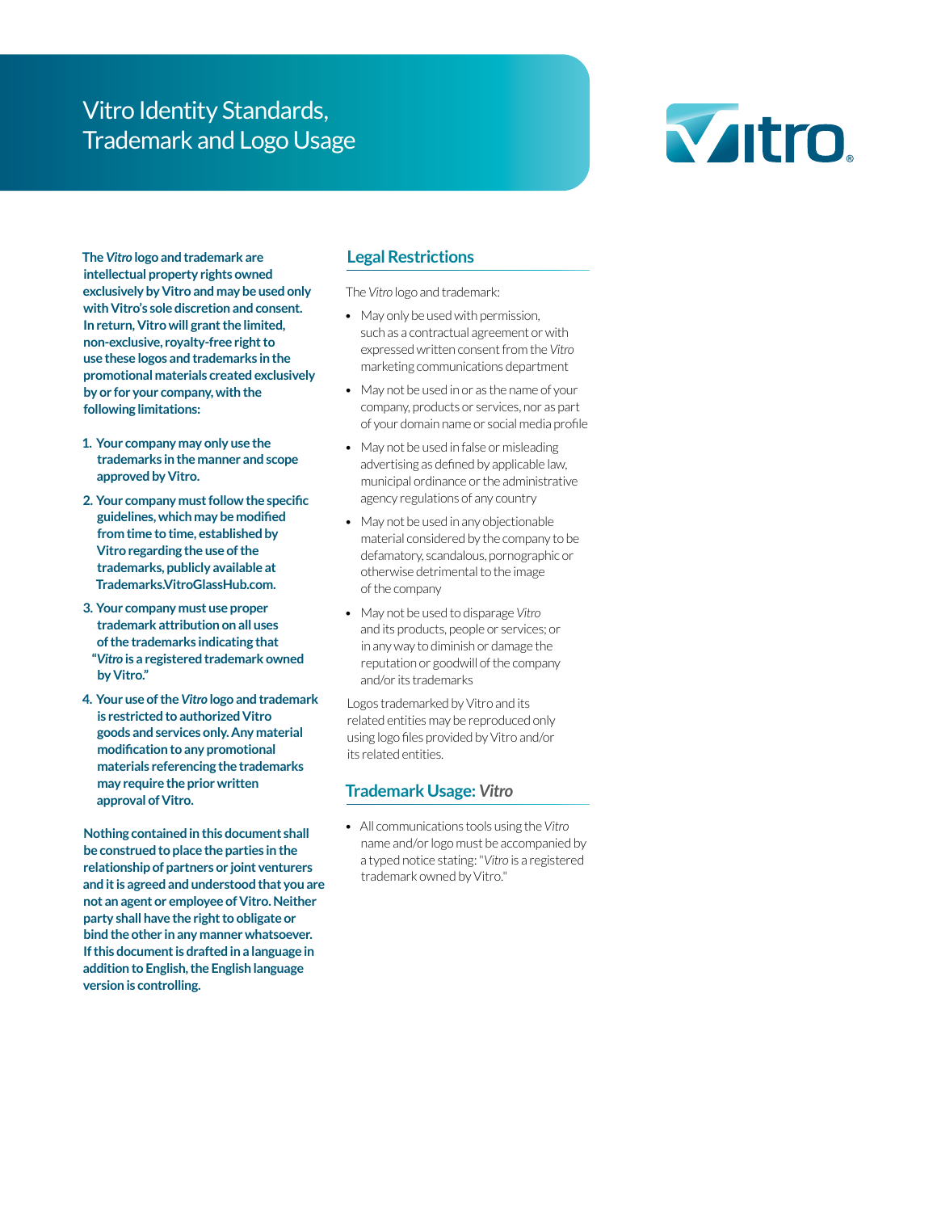# Vitro Identity Standards, Trademark and Logo Usage

**The *Vitro* logo and trademark are intellectual property rights owned exclusively by Vitro and may be used only with Vitro's sole discretion and consent. In return, Vitro will grant the limited, non-exclusive, royalty-free right to use these logos and trademarks in the promotional materials created exclusively by or for your company, with the following limitations:**

1. **Your company may only use the trademarks in the manner and scope approved by Vitro.**
2. **Your company must follow the specific guidelines, which may be modified from time to time, established by Vitro regarding the use of the trademarks, publicly available at Trademarks.VitroGlassHub.com.**
3. **Your company must use proper trademark attribution on all uses of the trademarks indicating that "*Vitro* is a registered trademark owned by Vitro."**
4. **Your use of the *Vitro* logo and trademark is restricted to authorized Vitro goods and services only. Any material modification to any promotional materials referencing the trademarks may require the prior written approval of Vitro.**

**Nothing contained in this document shall be construed to place the parties in the relationship of partners or joint venturers and it is agreed and understood that you are not an agent or employee of Vitro. Neither party shall have the right to obligate or bind the other in any manner whatsoever. If this document is drafted in a language in addition to English, the English language version is controlling.**

## Legal Restrictions

The *Vitro* logo and trademark:

- May only be used with permission, such as a contractual agreement or with expressed written consent from the *Vitro* marketing communications department
- May not be used in or as the name of your company, products or services, nor as part of your domain name or social media profile
- May not be used in false or misleading advertising as defined by applicable law, municipal ordinance or the administrative agency regulations of any country
- May not be used in any objectionable material considered by the company to be defamatory, scandalous, pornographic or otherwise detrimental to the image of the company
- May not be used to disparage *Vitro* and its products, people or services; or in any way to diminish or damage the reputation or goodwill of the company and/or its trademarks

Logos trademarked by Vitro and its related entities may be reproduced only using logo files provided by Vitro and/or its related entities.

## Trademark Usage: *Vitro*

- All communications tools using the *Vitro* name and/or logo must be accompanied by a typed notice stating: "*Vitro* is a registered trademark owned by Vitro."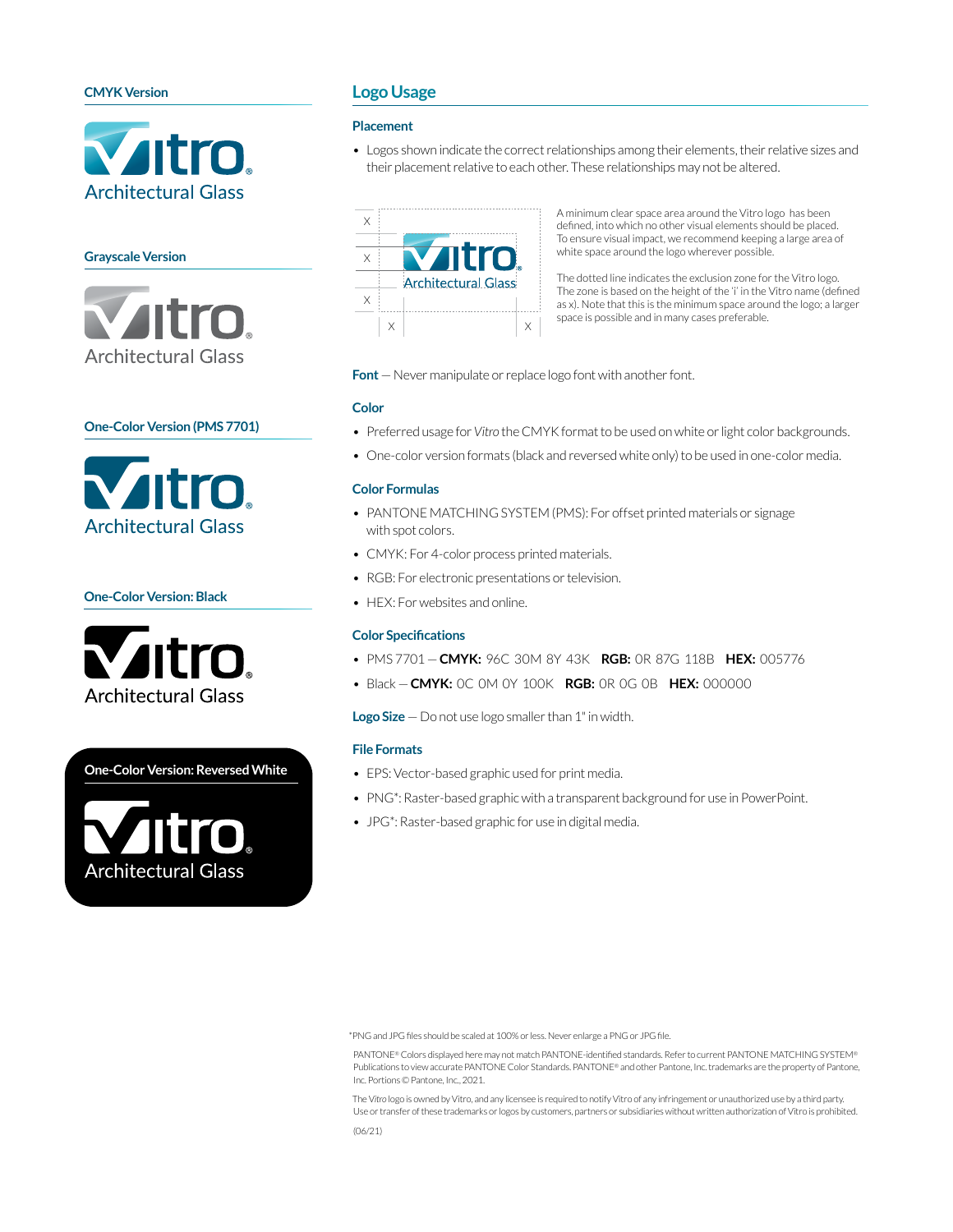**CMYK Version**

Vitro®
Architectural Glass

**Grayscale Version**

Vitro®
Architectural Glass

**One-Color Version (PMS 7701)**

Vitro®
Architectural Glass

**One-Color Version: Black**

Vitro®
Architectural Glass

**One-Color Version: Reversed White**

Vitro®
Architectural Glass

## Logo Usage

### Placement

- Logos shown indicate the correct relationships among their elements, their relative sizes and their placement relative to each other. These relationships may not be altered.

X
X
X
Vitro®
Architectural Glass
X
X

A minimum clear space area around the Vitro logo has been defined, into which no other visual elements should be placed. To ensure visual impact, we recommend keeping a large area of white space around the logo wherever possible.

The dotted line indicates the exclusion zone for the Vitro logo. The zone is based on the height of the 'i' in the Vitro name (defined as x). Note that this is the minimum space around the logo; a larger space is possible and in many cases preferable.

**Font** — Never manipulate or replace logo font with another font.

### Color

- Preferred usage for *Vitro* the CMYK format to be used on white or light color backgrounds.
- One-color version formats (black and reversed white only) to be used in one-color media.

### Color Formulas

- PANTONE MATCHING SYSTEM (PMS): For offset printed materials or signage with spot colors.
- CMYK: For 4-color process printed materials.
- RGB: For electronic presentations or television.
- HEX: For websites and online.

### Color Specifications

- PMS 7701 – **CMYK:** 96C 30M 8Y 43K **RGB:** 0R 87G 118B **HEX:** 005776
- Black – **CMYK:** 0C 0M 0Y 100K **RGB:** 0R 0G 0B **HEX:** 000000

**Logo Size** — Do not use logo smaller than 1" in width.

### File Formats

- EPS: Vector-based graphic used for print media.
- PNG*: Raster-based graphic with a transparent background for use in PowerPoint.
- JPG*: Raster-based graphic for use in digital media.

*PNG and JPG files should be scaled at 100% or less. Never enlarge a PNG or JPG file.

PANTONE® Colors displayed here may not match PANTONE-identified standards. Refer to current PANTONE MATCHING SYSTEM® Publications to view accurate PANTONE Color Standards. PANTONE® and other Pantone, Inc. trademarks are the property of Pantone, Inc. Portions © Pantone, Inc., 2021.

The *Vitro* logo is owned by Vitro, and any licensee is required to notify Vitro of any infringement or unauthorized use by a third party. Use or transfer of these trademarks or logos by customers, partners or subsidiaries without written authorization of Vitro is prohibited.

(06/21)